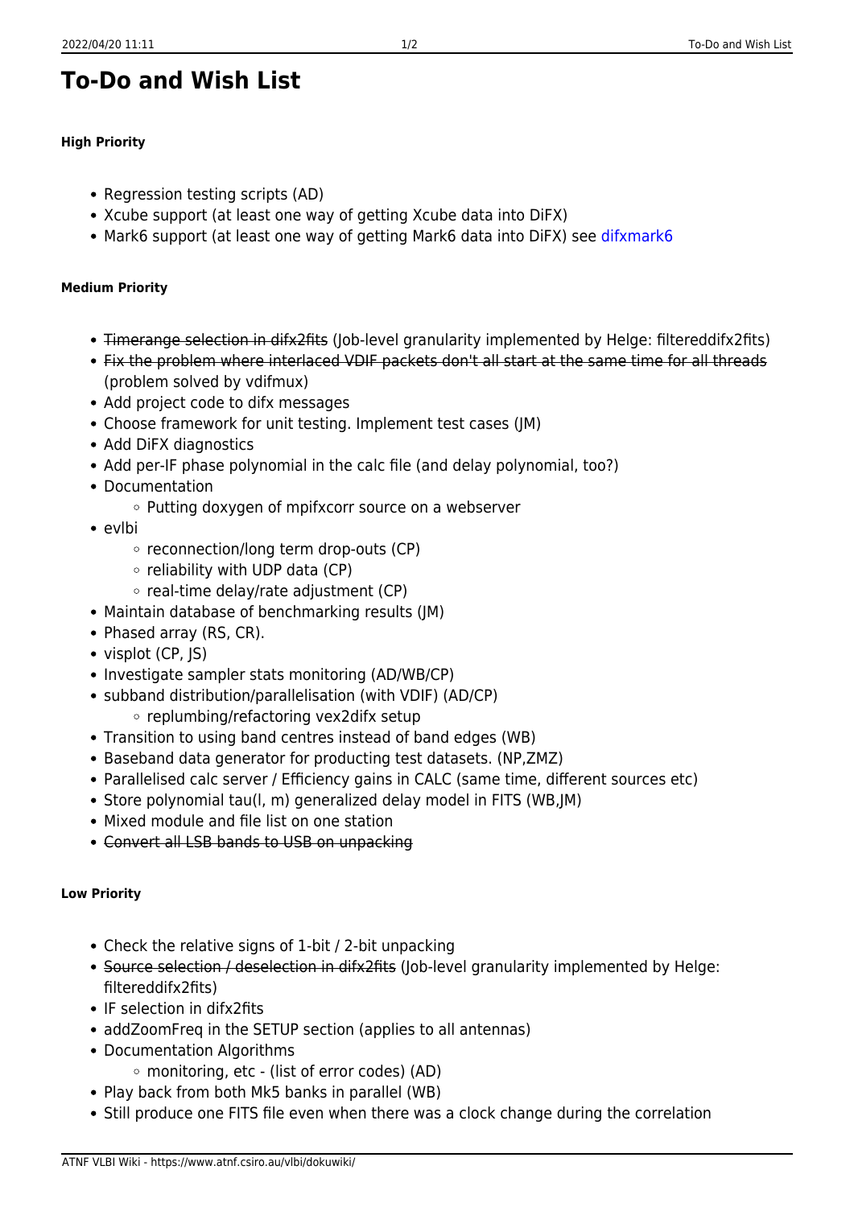# To-Do and Wish List

**High Priority**

- Regression testing scripts (AD)
- Xcube support (at least one way of getting Xcube data into DiFX)
- Mark6 support (at least one way of getting Mark6 data into DiFX) see difxmark6

**Medium Priority**

- ~~Timerange selection in difx2fits~~ (Job-level granularity implemented by Helge: filtereddifx2fits)
- ~~Fix the problem where interlaced VDIF packets don't all start at the same time for all threads~~ (problem solved by vdifmux)
- Add project code to difx messages
- Choose framework for unit testing. Implement test cases (JM)
- Add DiFX diagnostics
- Add per-IF phase polynomial in the calc file (and delay polynomial, too?)
- Documentation
  - Putting doxygen of mpifxcorr source on a webserver
- evlbi
  - reconnection/long term drop-outs (CP)
  - reliability with UDP data (CP)
  - real-time delay/rate adjustment (CP)
- Maintain database of benchmarking results (JM)
- Phased array (RS, CR).
- visplot (CP, JS)
- Investigate sampler stats monitoring (AD/WB/CP)
- subband distribution/parallelisation (with VDIF) (AD/CP)
  - replumbing/refactoring vex2difx setup
- Transition to using band centres instead of band edges (WB)
- Baseband data generator for producting test datasets. (NP,ZMZ)
- Parallelised calc server / Efficiency gains in CALC (same time, different sources etc)
- Store polynomial tau(l, m) generalized delay model in FITS (WB,JM)
- Mixed module and file list on one station
- ~~Convert all LSB bands to USB on unpacking~~

**Low Priority**

- Check the relative signs of 1-bit / 2-bit unpacking
- ~~Source selection / deselection in difx2fits~~ (Job-level granularity implemented by Helge: filtereddifx2fits)
- IF selection in difx2fits
- addZoomFreq in the SETUP section (applies to all antennas)
- Documentation Algorithms
  - monitoring, etc - (list of error codes) (AD)
- Play back from both Mk5 banks in parallel (WB)
- Still produce one FITS file even when there was a clock change during the correlation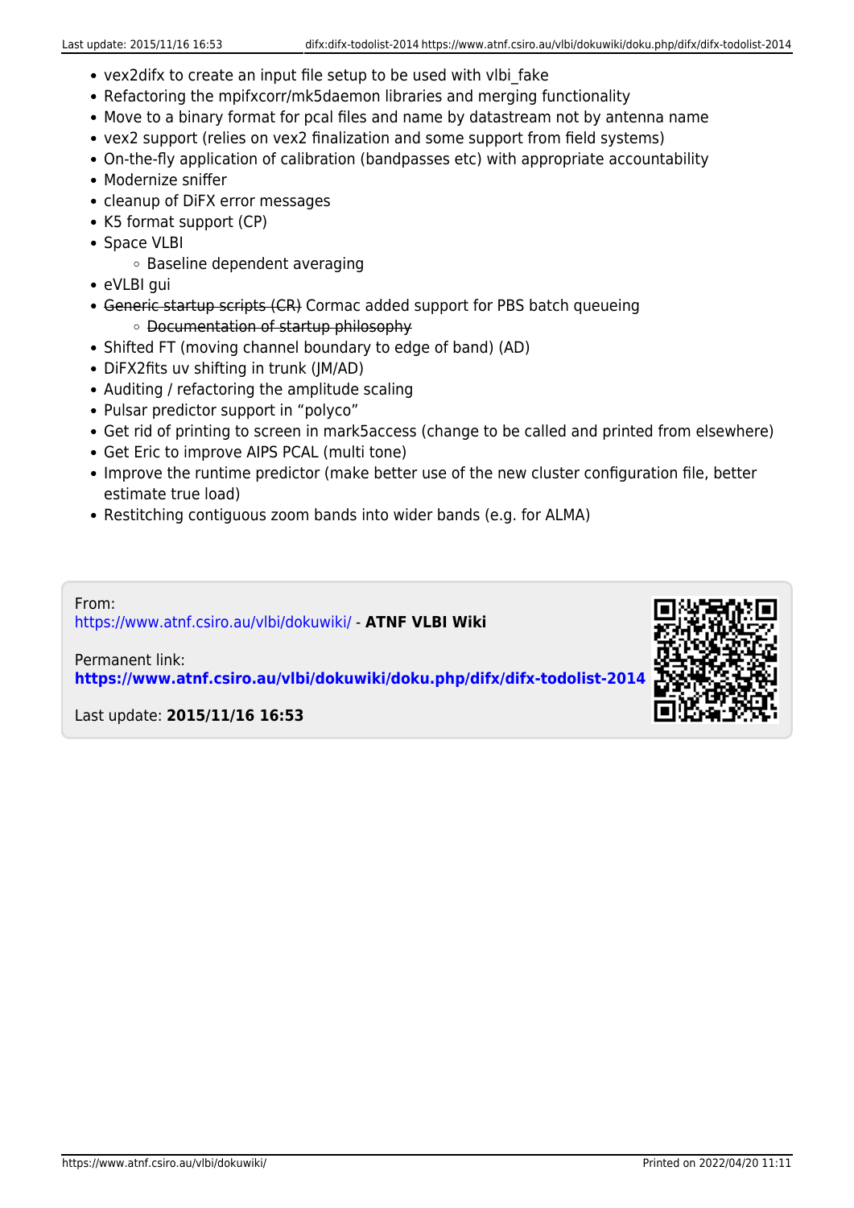- vex2difx to create an input file setup to be used with vlbi_fake
- Refactoring the mpifxcorr/mk5daemon libraries and merging functionality
- Move to a binary format for pcal files and name by datastream not by antenna name
- vex2 support (relies on vex2 finalization and some support from field systems)
- On-the-fly application of calibration (bandpasses etc) with appropriate accountability
- Modernize sniffer
- cleanup of DiFX error messages
- K5 format support (CP)
- Space VLBI
  - Baseline dependent averaging
- eVLBI gui
- ~~Generic startup scripts (CR)~~ Cormac added support for PBS batch queueing
  - ~~Documentation of startup philosophy~~
- Shifted FT (moving channel boundary to edge of band) (AD)
- DiFX2fits uv shifting in trunk (JM/AD)
- Auditing / refactoring the amplitude scaling
- Pulsar predictor support in "polyco"
- Get rid of printing to screen in mark5access (change to be called and printed from elsewhere)
- Get Eric to improve AIPS PCAL (multi tone)
- Improve the runtime predictor (make better use of the new cluster configuration file, better estimate true load)
- Restitching contiguous zoom bands into wider bands (e.g. for ALMA)

From:
https://www.atnf.csiro.au/vlbi/dokuwiki/ - **ATNF VLBI Wiki**

Permanent link:
**https://www.atnf.csiro.au/vlbi/dokuwiki/doku.php/difx/difx-todolist-2014**

Last update: **2015/11/16 16:53**